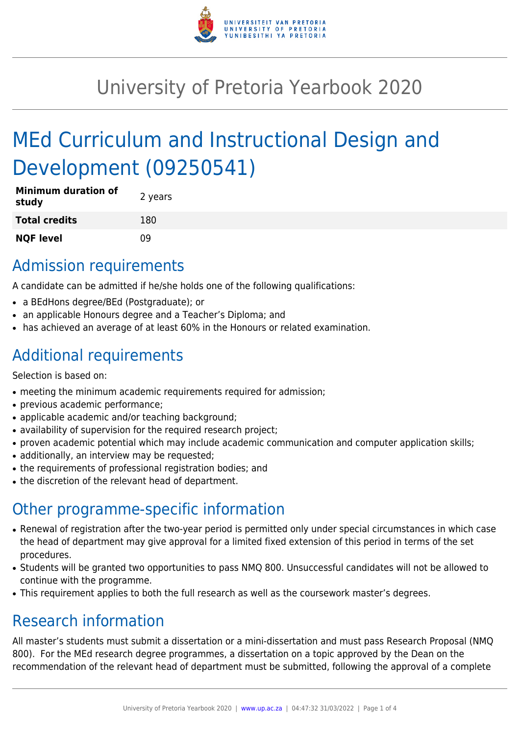# University of Pretoria Yearbook 2020

# MEd Curriculum and Instructional Design and Development (09250541)

| | |
|---|---|
| **Minimum duration of study** | 2 years |
| **Total credits** | 180 |
| **NQF level** | 09 |

## Admission requirements

A candidate can be admitted if he/she holds one of the following qualifications:

- a BEdHons degree/BEd (Postgraduate); or
- an applicable Honours degree and a Teacher's Diploma; and
- has achieved an average of at least 60% in the Honours or related examination.

## Additional requirements

Selection is based on:

- meeting the minimum academic requirements required for admission;
- previous academic performance;
- applicable academic and/or teaching background;
- availability of supervision for the required research project;
- proven academic potential which may include academic communication and computer application skills;
- additionally, an interview may be requested;
- the requirements of professional registration bodies; and
- the discretion of the relevant head of department.

## Other programme-specific information

- Renewal of registration after the two-year period is permitted only under special circumstances in which case the head of department may give approval for a limited fixed extension of this period in terms of the set procedures.
- Students will be granted two opportunities to pass NMQ 800. Unsuccessful candidates will not be allowed to continue with the programme.
- This requirement applies to both the full research as well as the coursework master's degrees.

## Research information

All master's students must submit a dissertation or a mini-dissertation and must pass Research Proposal (NMQ 800). For the MEd research degree programmes, a dissertation on a topic approved by the Dean on the recommendation of the relevant head of department must be submitted, following the approval of a complete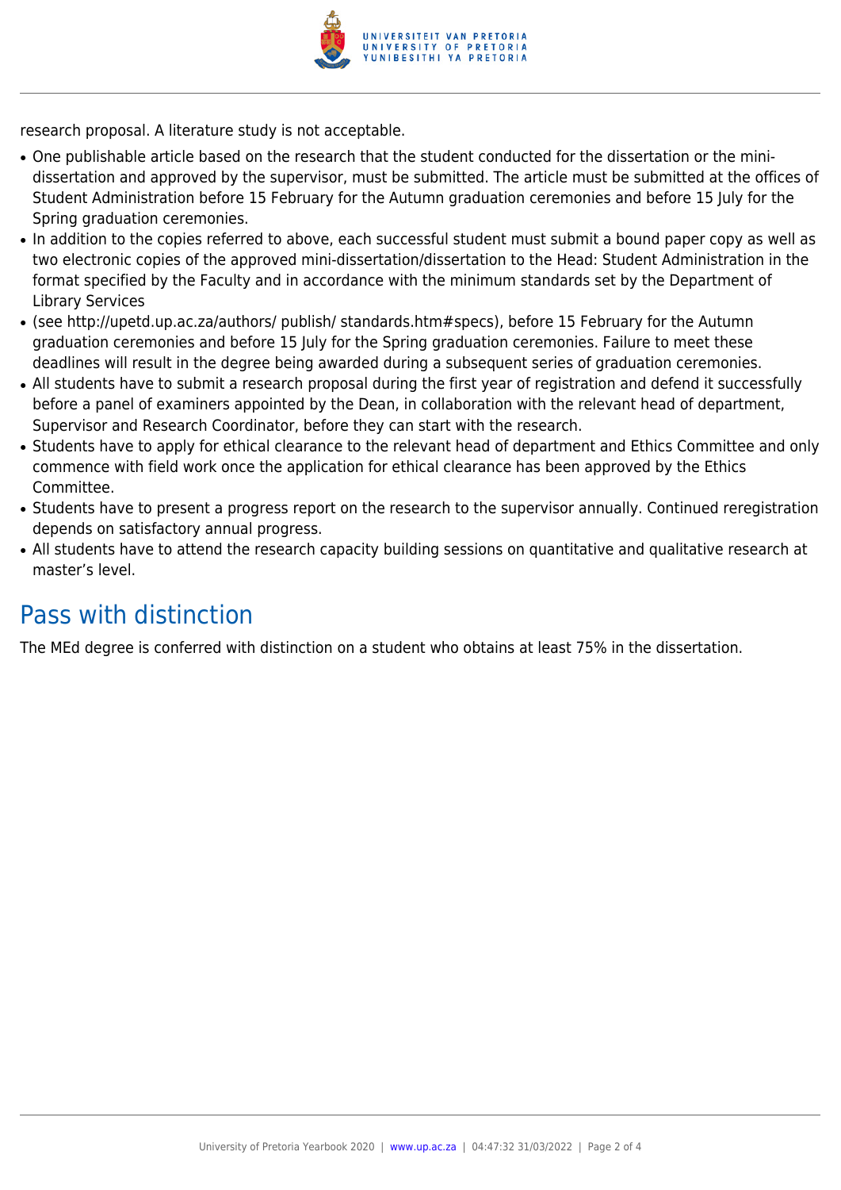research proposal. A literature study is not acceptable.

- One publishable article based on the research that the student conducted for the dissertation or the mini-dissertation and approved by the supervisor, must be submitted. The article must be submitted at the offices of Student Administration before 15 February for the Autumn graduation ceremonies and before 15 July for the Spring graduation ceremonies.
- In addition to the copies referred to above, each successful student must submit a bound paper copy as well as two electronic copies of the approved mini-dissertation/dissertation to the Head: Student Administration in the format specified by the Faculty and in accordance with the minimum standards set by the Department of Library Services
- (see http://upetd.up.ac.za/authors/ publish/ standards.htm#specs), before 15 February for the Autumn graduation ceremonies and before 15 July for the Spring graduation ceremonies. Failure to meet these deadlines will result in the degree being awarded during a subsequent series of graduation ceremonies.
- All students have to submit a research proposal during the first year of registration and defend it successfully before a panel of examiners appointed by the Dean, in collaboration with the relevant head of department, Supervisor and Research Coordinator, before they can start with the research.
- Students have to apply for ethical clearance to the relevant head of department and Ethics Committee and only commence with field work once the application for ethical clearance has been approved by the Ethics Committee.
- Students have to present a progress report on the research to the supervisor annually. Continued reregistration depends on satisfactory annual progress.
- All students have to attend the research capacity building sessions on quantitative and qualitative research at master's level.

## Pass with distinction

The MEd degree is conferred with distinction on a student who obtains at least 75% in the dissertation.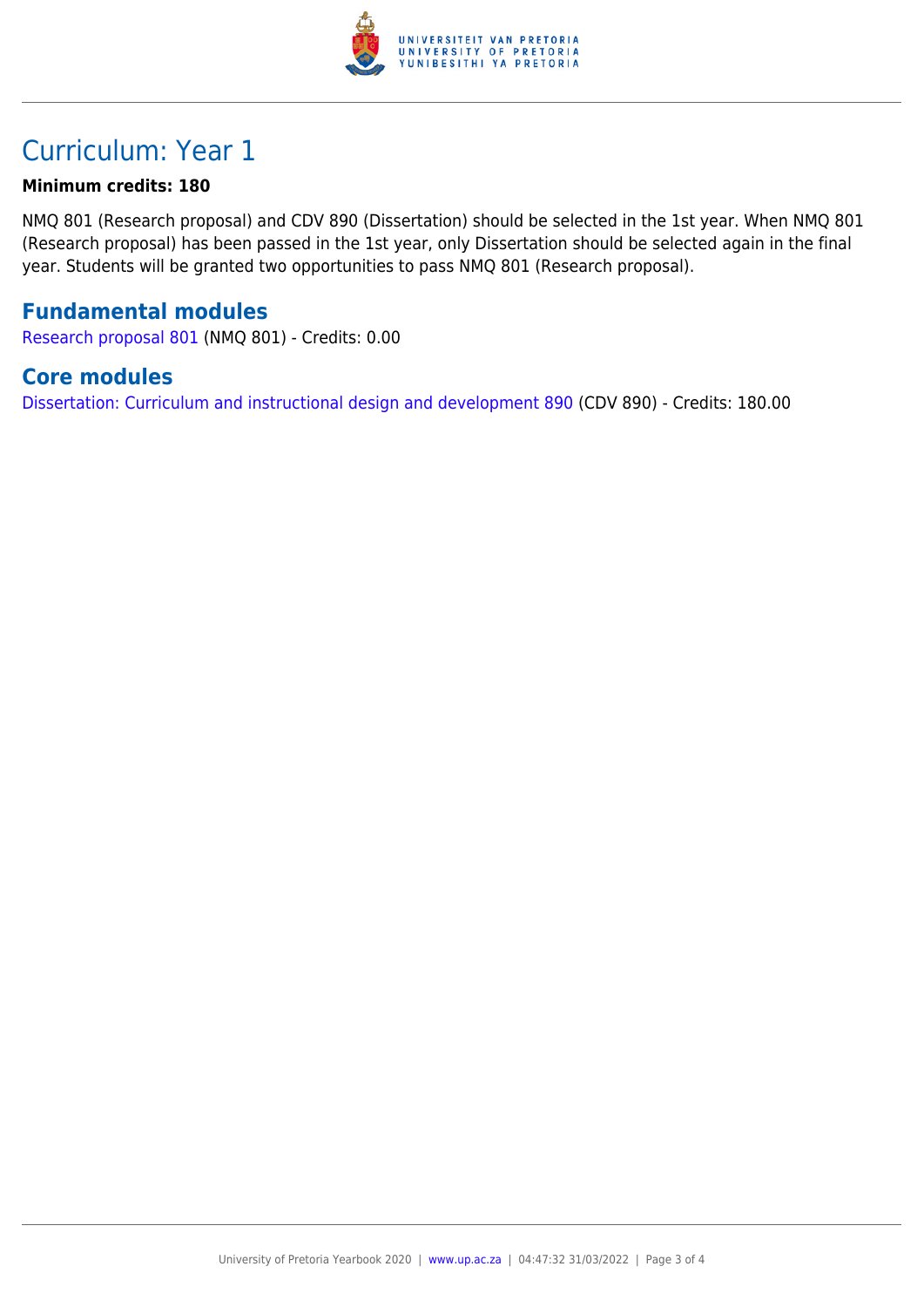# Curriculum: Year 1

**Minimum credits: 180**

NMQ 801 (Research proposal) and CDV 890 (Dissertation) should be selected in the 1st year. When NMQ 801 (Research proposal) has been passed in the 1st year, only Dissertation should be selected again in the final year. Students will be granted two opportunities to pass NMQ 801 (Research proposal).

## Fundamental modules

Research proposal 801 (NMQ 801) - Credits: 0.00

## Core modules

Dissertation: Curriculum and instructional design and development 890 (CDV 890) - Credits: 180.00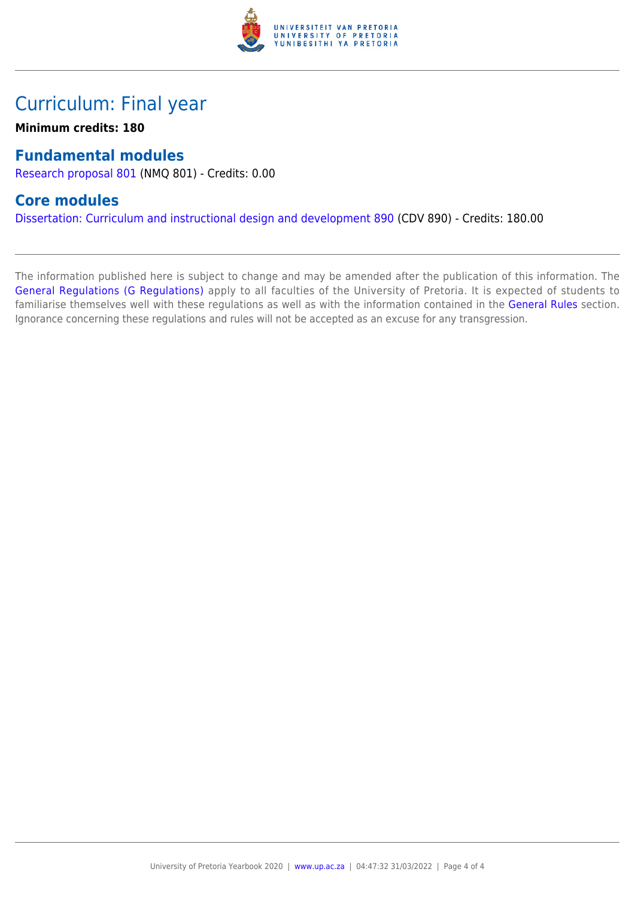# Curriculum: Final year

**Minimum credits: 180**

## Fundamental modules

Research proposal 801 (NMQ 801) - Credits: 0.00

## Core modules

Dissertation: Curriculum and instructional design and development 890 (CDV 890) - Credits: 180.00

The information published here is subject to change and may be amended after the publication of this information. The General Regulations (G Regulations) apply to all faculties of the University of Pretoria. It is expected of students to familiarise themselves well with these regulations as well as with the information contained in the General Rules section. Ignorance concerning these regulations and rules will not be accepted as an excuse for any transgression.